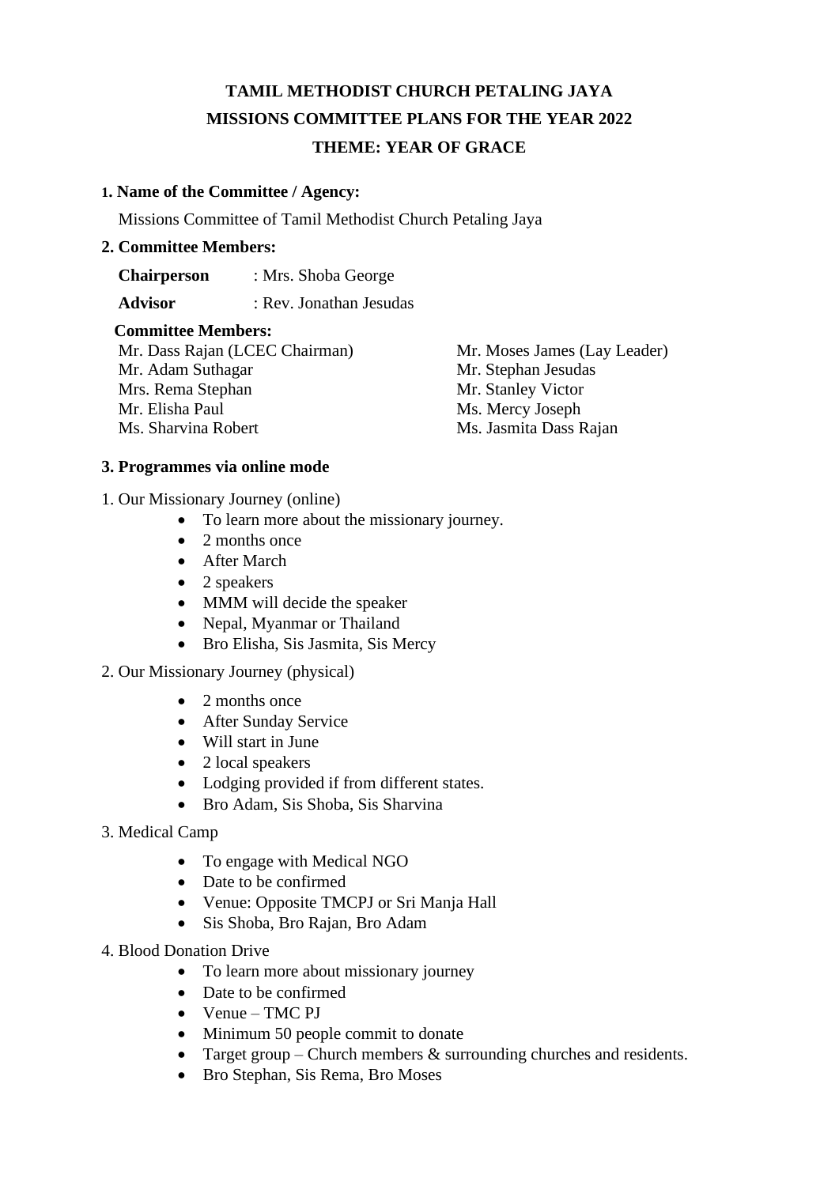**TAMIL METHODIST CHURCH PETALING JAYA**

**MISSIONS COMMITTEE PLANS FOR THE YEAR 2022**

**THEME: YEAR OF GRACE**

**1. Name of the Committee / Agency:**

Missions Committee of Tamil Methodist Church Petaling Jaya

**2. Committee Members:**

**Chairperson** : Mrs. Shoba George

**Advisor** : Rev. Jonathan Jesudas

**Committee Members:**

Mr. Dass Rajan (LCEC Chairman)
Mr. Adam Suthagar
Mrs. Rema Stephan
Mr. Elisha Paul
Ms. Sharvina Robert
Mr. Moses James (Lay Leader)
Mr. Stephan Jesudas
Mr. Stanley Victor
Ms. Mercy Joseph
Ms. Jasmita Dass Rajan

**3. Programmes via online mode**

1. Our Missionary Journey (online)
   - To learn more about the missionary journey.
   - 2 months once
   - After March
   - 2 speakers
   - MMM will decide the speaker
   - Nepal, Myanmar or Thailand
   - Bro Elisha, Sis Jasmita, Sis Mercy

2. Our Missionary Journey (physical)
   - 2 months once
   - After Sunday Service
   - Will start in June
   - 2 local speakers
   - Lodging provided if from different states.
   - Bro Adam, Sis Shoba, Sis Sharvina

3. Medical Camp
   - To engage with Medical NGO
   - Date to be confirmed
   - Venue: Opposite TMCPJ or Sri Manja Hall
   - Sis Shoba, Bro Rajan, Bro Adam

4. Blood Donation Drive
   - To learn more about missionary journey
   - Date to be confirmed
   - Venue – TMC PJ
   - Minimum 50 people commit to donate
   - Target group – Church members & surrounding churches and residents.
   - Bro Stephan, Sis Rema, Bro Moses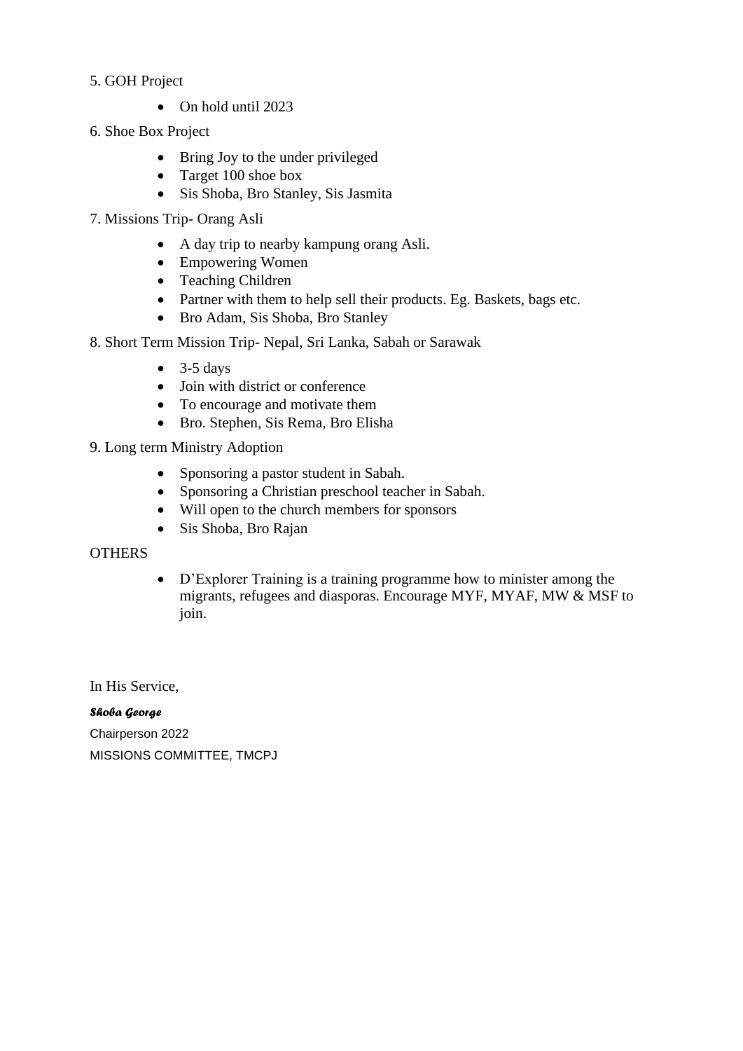5. GOH Project

- On hold until 2023

6. Shoe Box Project

- Bring Joy to the under privileged
- Target 100 shoe box
- Sis Shoba, Bro Stanley, Sis Jasmita

7. Missions Trip- Orang Asli

- A day trip to nearby kampung orang Asli.
- Empowering Women
- Teaching Children
- Partner with them to help sell their products. Eg. Baskets, bags etc.
- Bro Adam, Sis Shoba, Bro Stanley

8. Short Term Mission Trip- Nepal, Sri Lanka, Sabah or Sarawak

- 3-5 days
- Join with district or conference
- To encourage and motivate them
- Bro. Stephen, Sis Rema, Bro Elisha

9. Long term Ministry Adoption

- Sponsoring a pastor student in Sabah.
- Sponsoring a Christian preschool teacher in Sabah.
- Will open to the church members for sponsors
- Sis Shoba, Bro Rajan

OTHERS

- D'Explorer Training is a training programme how to minister among the migrants, refugees and diasporas. Encourage MYF, MYAF, MW & MSF to join.

In His Service,

***Shoba George***

Chairperson 2022

MISSIONS COMMITTEE, TMCPJ